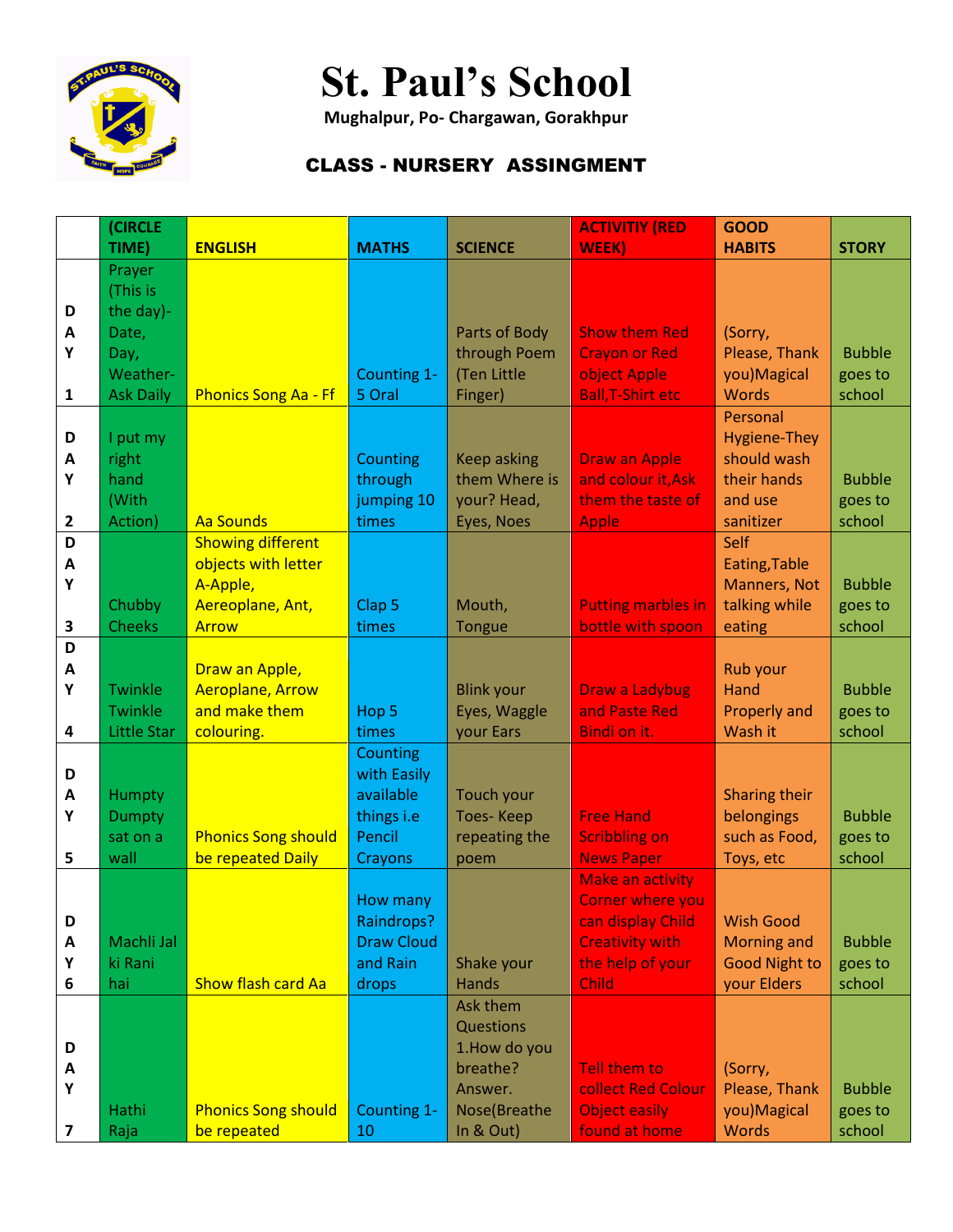# St. Paul's School

**Mughalpur, Po- Chargawan, Gorakhpur**

## CLASS - NURSERY ASSIGNMENT

| | (CIRCLE TIME) | ENGLISH | MATHS | SCIENCE | ACTIVITIY (RED WEEK) | GOOD HABITS | STORY |
|---|---|---|---|---|---|---|---|
| DAY 1 | Prayer (This is the day)- Date, Day, Weather- Ask Daily | Phonics Song Aa - Ff | Counting 1-5 Oral | Parts of Body through Poem (Ten Little Finger) | Show them Red Crayon or Red object Apple Ball,T-Shirt etc | (Sorry, Please, Thank you)Magical Words | Bubble goes to school |
| DAY 2 | I put my right hand (With Action) | Aa Sounds | Counting through jumping 10 times | Keep asking them Where is your? Head, Eyes, Noes | Draw an Apple and colour it,Ask them the taste of Apple | Personal Hygiene-They should wash their hands and use sanitizer | Bubble goes to school |
| DAY 3 | Chubby Cheeks | Showing different objects with letter A-Apple, Aereoplane, Ant, Arrow | Clap 5 times | Mouth, Tongue | Putting marbles in bottle with spoon | Self Eating,Table Manners, Not talking while eating | Bubble goes to school |
| DAY 4 | Twinkle Twinkle Little Star | Draw an Apple, Aeroplane, Arrow and make them colouring. | Hop 5 times | Blink your Eyes, Waggle your Ears | Draw a Ladybug and Paste Red Bindi on it. | Rub your Hand Properly and Wash it | Bubble goes to school |
| DAY 5 | Humpty Dumpty sat on a wall | Phonics Song should be repeated Daily | Counting with Easily available things i.e Pencil Crayons | Touch your Toes- Keep repeating the poem | Free Hand Scribbling on News Paper | Sharing their belongings such as Food, Toys, etc | Bubble goes to school |
| DAY 6 | Machli Jal ki Rani hai | Show flash card Aa | How many Raindrops? Draw Cloud and Rain drops | Shake your Hands | Make an activity Corner where you can display Child Creativity with the help of your Child | Wish Good Morning and Good Night to your Elders | Bubble goes to school |
| DAY 7 | Hathi Raja | Phonics Song should be repeated | Counting 1-10 | Ask them Questions 1.How do you breathe? Answer. Nose(Breathe In & Out) | Tell them to collect Red Colour Object easily found at home | (Sorry, Please, Thank you)Magical Words | Bubble goes to school |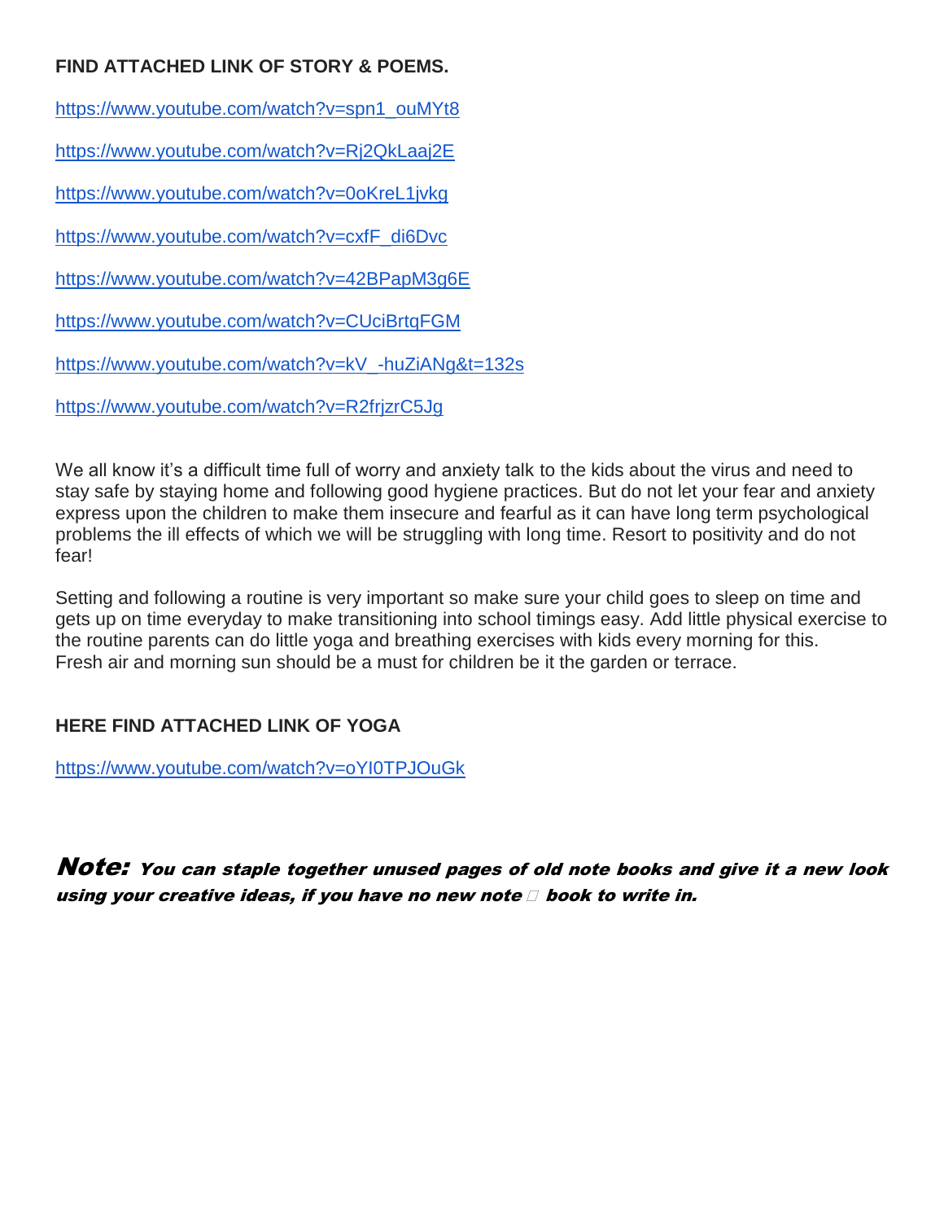**FIND ATTACHED LINK OF STORY & POEMS.**

https://www.youtube.com/watch?v=spn1_ouMYt8

https://www.youtube.com/watch?v=Rj2QkLaaj2E

https://www.youtube.com/watch?v=0oKreL1jvkg

https://www.youtube.com/watch?v=cxfF_di6Dvc

https://www.youtube.com/watch?v=42BPapM3g6E

https://www.youtube.com/watch?v=CUciBrtqFGM

https://www.youtube.com/watch?v=kV_-huZiANg&t=132s

https://www.youtube.com/watch?v=R2frjzrC5Jg

We all know it's a difficult time full of worry and anxiety talk to the kids about the virus and need to stay safe by staying home and following good hygiene practices. But do not let your fear and anxiety express upon the children to make them insecure and fearful as it can have long term psychological problems the ill effects of which we will be struggling with long time. Resort to positivity and do not fear!

Setting and following a routine is very important so make sure your child goes to sleep on time and gets up on time everyday to make transitioning into school timings easy. Add little physical exercise to the routine parents can do little yoga and breathing exercises with kids every morning for this. Fresh air and morning sun should be a must for children be it the garden or terrace.

**HERE FIND ATTACHED LINK OF YOGA**

https://www.youtube.com/watch?v=oYI0TPJOuGk

***Note:*** ***You can staple together unused pages of old note books and give it a new look using your creative ideas, if you have no new note  book to write in.***